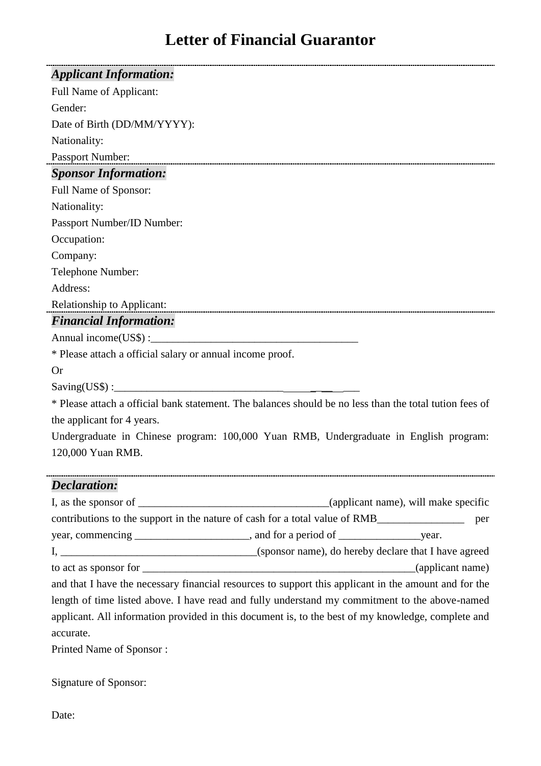# Letter of Financial Guarantor

---

***Applicant Information:***

Full Name of Applicant:

Gender:

Date of Birth (DD/MM/YYYY):

Nationality:

Passport Number:

---

***Sponsor Information:***

Full Name of Sponsor:

Nationality:

Passport Number/ID Number:

Occupation:

Company:

Telephone Number:

Address:

Relationship to Applicant:

---

***Financial Information:***

Annual income(US$) :______________________________________

* Please attach a official salary or annual income proof.

Or

Saving(US$) :_________________________________________

* Please attach a official bank statement. The balances should be no less than the total tution fees of the applicant for 4 years.

Undergraduate in Chinese program: 100,000 Yuan RMB, Undergraduate in English program: 120,000 Yuan RMB.

---

***Declaration:***

I, as the sponsor of ___________________________________(applicant name), will make specific contributions to the support in the nature of cash for a total value of RMB________________ per year, commencing _____________________, and for a period of _______________year.

I, ____________________________________(sponsor name), do hereby declare that I have agreed to act as sponsor for ___________________________________________________(applicant name) and that I have the necessary financial resources to support this applicant in the amount and for the length of time listed above. I have read and fully understand my commitment to the above-named applicant. All information provided in this document is, to the best of my knowledge, complete and accurate.

Printed Name of Sponsor :

Signature of Sponsor:

Date: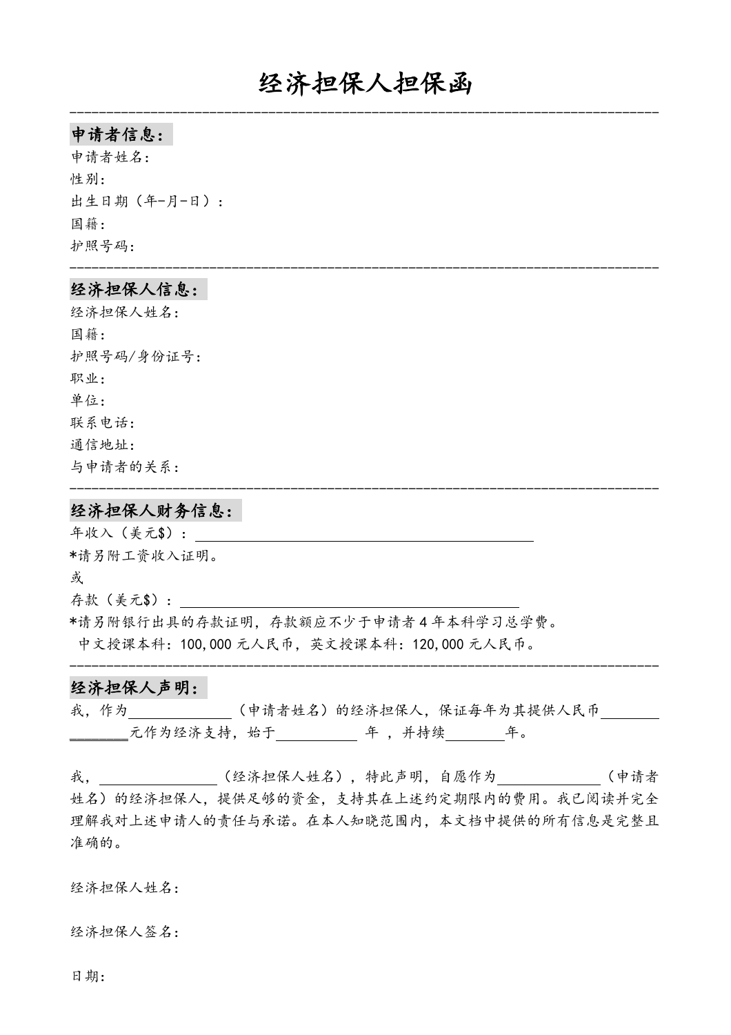# 经济担保人担保函

---

**申请者信息：**

申请者姓名：

性别：

出生日期（年-月-日）：

国籍：

护照号码：

---

**经济担保人信息：**

经济担保人姓名：

国籍：

护照号码/身份证号：

职业：

单位：

联系电话：

通信地址：

与申请者的关系：

---

**经济担保人财务信息：**

年收入（美元$）：________________________________________

*请另附工资收入证明。

或

存款（美元$）：________________________________________

*请另附银行出具的存款证明，存款额应不少于申请者 4 年本科学习总学费。

中文授课本科：100,000 元人民币，英文授课本科：120,000 元人民币。

---

**经济担保人声明：**

我，作为____________（申请者姓名）的经济担保人，保证每年为其提供人民币________________元作为经济支持，始于__________ 年 ，并持续________年。

我，______________（经济担保人姓名），特此声明，自愿作为____________（申请者姓名）的经济担保人，提供足够的资金，支持其在上述约定期限内的费用。我已阅读并完全理解我对上述申请人的责任与承诺。在本人知晓范围内，本文档中提供的所有信息是完整且准确的。

经济担保人姓名：

经济担保人签名：

日期：